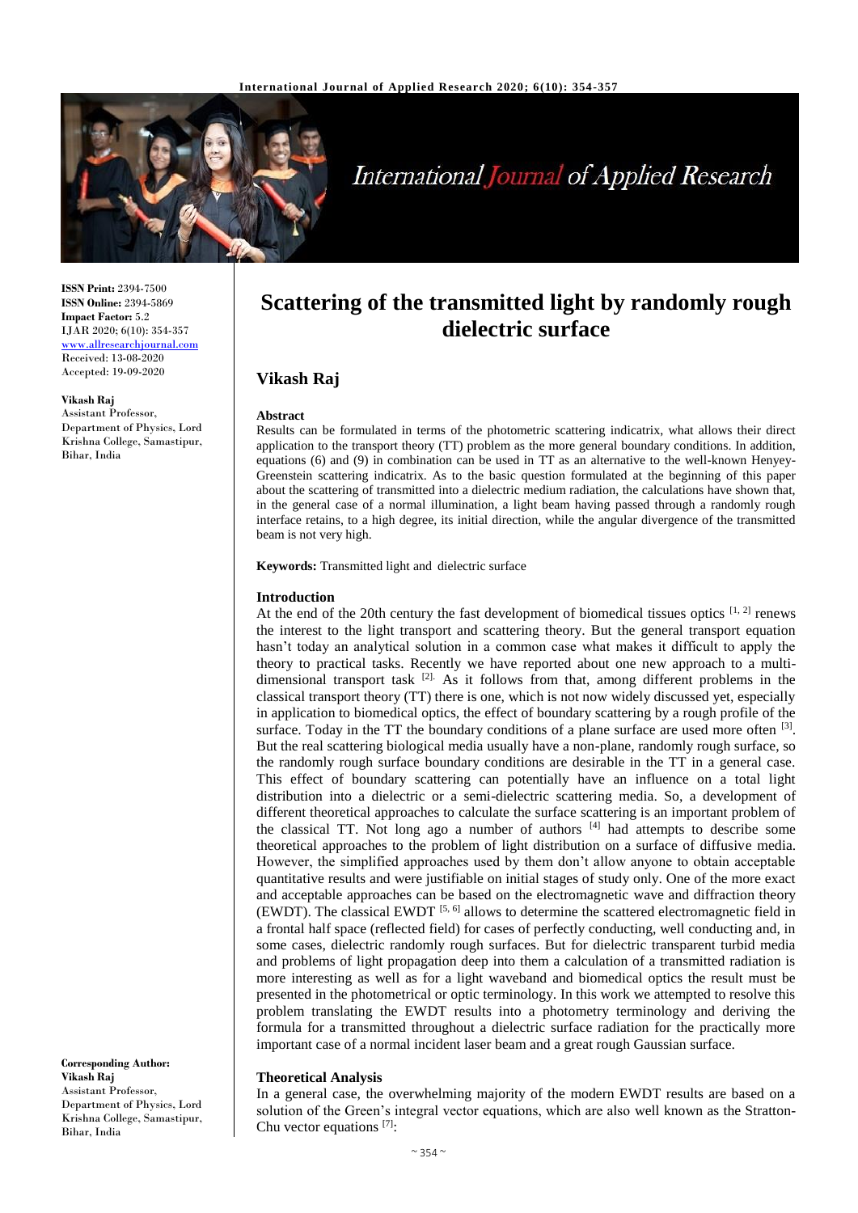# Scattering of the transmitted light by randomly rough dielectric surface

**ISSN Print:** 2394-7500
**ISSN Online:** 2394-5869
**Impact Factor:** 5.2
IJAR 2020; 6(10): 354-357
www.allresearchjournal.com
Received: 13-08-2020
Accepted: 19-09-2020

**Vikash Raj**
Assistant Professor, Department of Physics, Lord Krishna College, Samastipur, Bihar, India

**Corresponding Author:**
**Vikash Raj**
Assistant Professor, Department of Physics, Lord Krishna College, Samastipur, Bihar, India

## Vikash Raj

### Abstract

Results can be formulated in terms of the photometric scattering indicatrix, what allows their direct application to the transport theory (TT) problem as the more general boundary conditions. In addition, equations (6) and (9) in combination can be used in TT as an alternative to the well-known Henyey-Greenstein scattering indicatrix. As to the basic question formulated at the beginning of this paper about the scattering of transmitted into a dielectric medium radiation, the calculations have shown that, in the general case of a normal illumination, a light beam having passed through a randomly rough interface retains, to a high degree, its initial direction, while the angular divergence of the transmitted beam is not very high.

**Keywords:** Transmitted light and dielectric surface

### Introduction

At the end of the 20th century the fast development of biomedical tissues optics [1, 2] renews the interest to the light transport and scattering theory. But the general transport equation hasn't today an analytical solution in a common case what makes it difficult to apply the theory to practical tasks. Recently we have reported about one new approach to a multi-dimensional transport task [2]. As it follows from that, among different problems in the classical transport theory (TT) there is one, which is not now widely discussed yet, especially in application to biomedical optics, the effect of boundary scattering by a rough profile of the surface. Today in the TT the boundary conditions of a plane surface are used more often [3]. But the real scattering biological media usually have a non-plane, randomly rough surface, so the randomly rough surface boundary conditions are desirable in the TT in a general case. This effect of boundary scattering can potentially have an influence on a total light distribution into a dielectric or a semi-dielectric scattering media. So, a development of different theoretical approaches to calculate the surface scattering is an important problem of the classical TT. Not long ago a number of authors [4] had attempts to describe some theoretical approaches to the problem of light distribution on a surface of diffusive media. However, the simplified approaches used by them don't allow anyone to obtain acceptable quantitative results and were justifiable on initial stages of study only. One of the more exact and acceptable approaches can be based on the electromagnetic wave and diffraction theory (EWDT). The classical EWDT [5, 6] allows to determine the scattered electromagnetic field in a frontal half space (reflected field) for cases of perfectly conducting, well conducting and, in some cases, dielectric randomly rough surfaces. But for dielectric transparent turbid media and problems of light propagation deep into them a calculation of a transmitted radiation is more interesting as well as for a light waveband and biomedical optics the result must be presented in the photometrical or optic terminology. In this work we attempted to resolve this problem translating the EWDT results into a photometry terminology and deriving the formula for a transmitted throughout a dielectric surface radiation for the practically more important case of a normal incident laser beam and a great rough Gaussian surface.

### Theoretical Analysis

In a general case, the overwhelming majority of the modern EWDT results are based on a solution of the Green's integral vector equations, which are also well known as the Stratton-Chu vector equations [7]: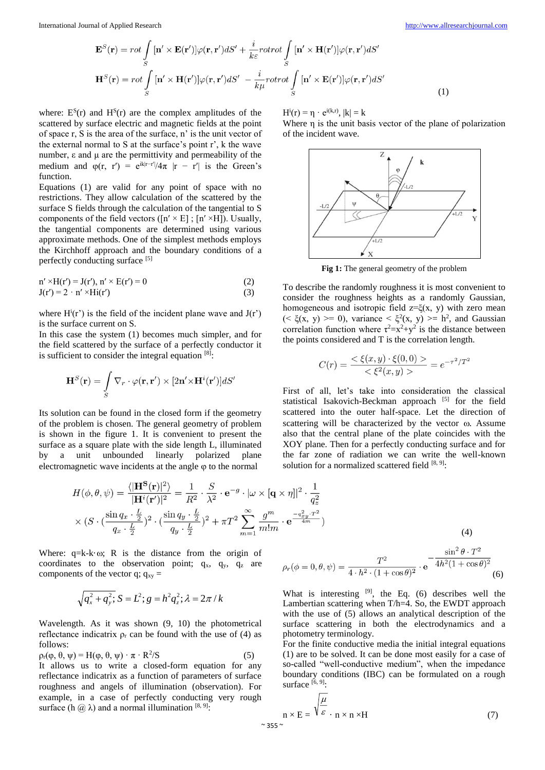$$\mathbf{E}^S(\mathbf{r}) = rot\int\limits_S [\mathbf{n}'\times\mathbf{E}(\mathbf{r}')]\varphi(\mathbf{r},\mathbf{r}')dS' + \frac{i}{k\varepsilon}rotrot\int\limits_S [\mathbf{n}'\times\mathbf{H}(\mathbf{r}')]\varphi(\mathbf{r},\mathbf{r}')dS'$$

$$\mathbf{H}^S(\mathbf{r}) = rot\int\limits_S [\mathbf{n}'\times\mathbf{H}(\mathbf{r}')]\varphi(\mathbf{r},\mathbf{r}')dS' - \frac{i}{k\mu}rotrot\int\limits_S [\mathbf{n}'\times\mathbf{E}(\mathbf{r}')]\varphi(\mathbf{r},\mathbf{r}')dS' \qquad (1)$$

where: $E^S(r)$ and $H^S(r)$ are the complex amplitudes of the scattered by surface electric and magnetic fields at the point of space r, S is the area of the surface, n' is the unit vector of the external normal to S at the surface's point r', k the wave number, ε and μ are the permittivity and permeability of the medium and $\varphi(r, r') = e^{ik|r-r'|}/4\pi\ |r - r'|$ is the Green's function.

Equations (1) are valid for any point of space with no restrictions. They allow calculation of the scattered by the surface S fields through the calculation of the tangential to S components of the field vectors ([n' × E] ; [n' ×H]). Usually, the tangential components are determined using various approximate methods. One of the simplest methods employs the Kirchhoff approach and the boundary conditions of a perfectly conducting surface [5]

$$n' \times H(r') = J(r'),\ n' \times E(r') = 0 \qquad (2)$$

$$J(r') = 2 \cdot n' \times H^i(r') \qquad (3)$$

where $H^i(r')$ is the field of the incident plane wave and J(r') is the surface current on S.

In this case the system (1) becomes much simpler, and for the field scattered by the surface of a perfectly conductor it is sufficient to consider the integral equation [8]:

$$\mathbf{H}^S(\mathbf{r}) = \int\limits_S \nabla_r\cdot\varphi(\mathbf{r},\mathbf{r}')\times[2\mathbf{n}'\times\mathbf{H}^i(\mathbf{r}')]dS'$$

Its solution can be found in the closed form if the geometry of the problem is chosen. The general geometry of problem is shown in the figure 1. It is convenient to present the surface as a square plate with the side length L, illuminated by a unit unbounded linearly polarized plane electromagnetic wave incidents at the angle φ to the normal

$H^i(r) = \eta \cdot e^{i(k,r)}$, |k| = k

Where η is the unit basis vector of the plane of polarization of the incident wave.

**Fig 1:** The general geometry of the problem

To describe the randomly roughness it is most convenient to consider the roughness heights as a randomly Gaussian, homogeneous and isotropic field z=ξ(x, y) with zero mean (< ξ(x, y) >= 0), variance $< \xi^2(x, y) >= h^2$, and Gaussian correlation function where $\tau^2=x^2+y^2$ is the distance between the points considered and T is the correlation length.

$$C(r) = \frac{<\xi(x,y)\cdot\xi(0,0)>}{<\xi^2(x,y)>} = e^{-\tau^2/T^2}$$

First of all, let's take into consideration the classical statistical Isakovich-Beckman approach [5] for the field scattered into the outer half-space. Let the direction of scattering will be characterized by the vector ω. Assume also that the central plane of the plate coincides with the XOY plane. Then for a perfectly conducting surface and for the far zone of radiation we can write the well-known solution for a normalized scattered field [8, 9]:

$$H(\phi,\theta,\psi) = \frac{\langle|\mathbf{H^S(r)}|^2\rangle}{|\mathbf{H}^i(\mathbf{r}')|^2} = \frac{1}{R^2}\cdot\frac{S}{\lambda^2}\cdot\mathbf{e}^{-g}\cdot|\omega\times[\mathbf{q}\times\eta]|^2\cdot\frac{1}{q_z^2}$$
$$\times\left(S\cdot\left(\frac{\sin q_x\cdot\frac{L}{2}}{q_x\cdot\frac{L}{2}}\right)^2\cdot\left(\frac{\sin q_y\cdot\frac{L}{2}}{q_y\cdot\frac{L}{2}}\right)^2 + \pi T^2\sum_{m=1}^{\infty}\frac{g^m}{m!m}\cdot\mathbf{e}^{\frac{-q_{xy}^2\cdot T^2}{4m}}\right) \qquad (4)$$

Where: q=k-k·ω; R is the distance from the origin of coordinates to the observation point; $q_x$, $q_y$, $q_z$ are components of the vector q; $q_{xy}$ =

$$\sqrt{q_x^2+q_y^2};\ S = L^2;\ g = h^2q_z^2;\ \lambda = 2\pi/k$$

Wavelength. As it was shown (9, 10) the photometrical reflectance indicatrix $\rho_r$ can be found with the use of (4) as follows:

$$\rho_r(\varphi, \theta, \psi) = H(\varphi, \theta, \psi) \cdot \pi \cdot R^2/S \qquad (5)$$

It allows us to write a closed-form equation for any reflectance indicatrix as a function of parameters of surface roughness and angels of illumination (observation). For example, in a case of perfectly conducting very rough surface (h @ λ) and a normal illumination [8, 9]:

$$\rho_r(\phi=0,\theta,\psi) = \frac{T^2}{4\cdot h^2\cdot(1+\cos\theta)^2}\cdot\mathbf{e}^{-\frac{\sin^2\theta\cdot T^2}{4h^2(1+\cos\theta)^2}} \qquad (6)$$

What is interesting [9], the Eq. (6) describes well the Lambertian scattering when T/h=4. So, the EWDT approach with the use of (5) allows an analytical description of the surface scattering in both the electrodynamics and a photometry terminology.

For the finite conductive media the initial integral equations (1) are to be solved. It can be done most easily for a case of so-called "well-conductive medium", when the impedance boundary conditions (IBC) can be formulated on a rough surface [6, 9]:

$$n \times E = \sqrt{\frac{\mu}{\varepsilon}}\cdot n \times n \times H \qquad (7)$$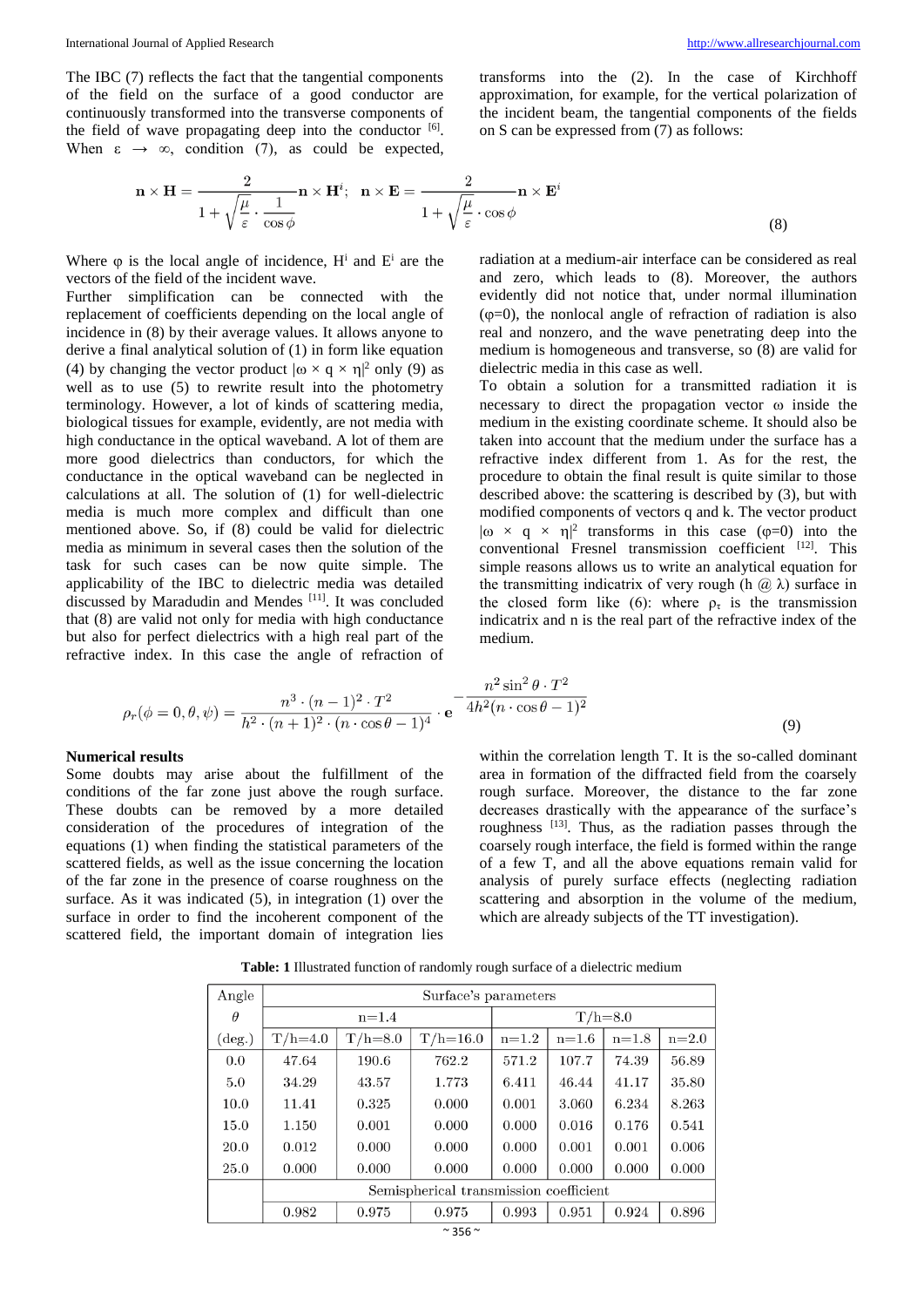The IBC (7) reflects the fact that the tangential components of the field on the surface of a good conductor are continuously transformed into the transverse components of the field of wave propagating deep into the conductor [6]. When $\varepsilon \rightarrow \infty$, condition (7), as could be expected, transforms into the (2). In the case of Kirchhoff approximation, for example, for the vertical polarization of the incident beam, the tangential components of the fields on S can be expressed from (7) as follows:

$$\mathbf{n}\times\mathbf{H}=\frac{2}{1+\sqrt{\frac{\mu}{\varepsilon}}\cdot\frac{1}{\cos\phi}}\mathbf{n}\times\mathbf{H}^{i};\quad \mathbf{n}\times\mathbf{E}=\frac{2}{1+\sqrt{\frac{\mu}{\varepsilon}}\cdot\cos\phi}\mathbf{n}\times\mathbf{E}^{i} \tag{8}$$

Where φ is the local angle of incidence, $H^i$ and $E^i$ are the vectors of the field of the incident wave.

Further simplification can be connected with the replacement of coefficients depending on the local angle of incidence in (8) by their average values. It allows anyone to derive a final analytical solution of (1) in form like equation (4) by changing the vector product $|\omega \times q \times \eta|^2$ only (9) as well as to use (5) to rewrite result into the photometry terminology. However, a lot of kinds of scattering media, biological tissues for example, evidently, are non media with high conductance in the optical waveband. A lot of them are more good dielectrics than conductors, for which the conductance in the optical waveband can be neglected in calculations at all. The solution of (1) for well-dielectric media is much more complex and difficult than one mentioned above. So, if (8) could be valid for dielectric media as minimum in several cases then the solution of the task for such cases can be now quite simple. The applicability of the IBC to dielectric media was detailed discussed by Maradudin and Mendes [11]. It was concluded that (8) are valid not only for media with high conductance but also for perfect dielectrics with a high real part of the refractive index. In this case the angle of refraction of radiation at a medium-air interface can be considered as real and zero, which leads to (8). Moreover, the authors evidently did not notice that, under normal illumination (φ=0), the nonlocal angle of refraction of radiation is also real and nonzero, and the wave penetrating deep into the medium is homogeneous and transverse, so (8) are valid for dielectric media in this case as well.

To obtain a solution for a transmitted radiation it is necessary to direct the propagation vector ω inside the medium in the existing coordinate scheme. It should also be taken into account that the medium under the surface has a refractive index different from 1. As for the rest, the procedure to obtain the final result is quite similar to those described above: the scattering is described by (3), but with modified components of vectors q and k. The vector product $|\omega \times q \times \eta|^2$ transforms in this case (φ=0) into the conventional Fresnel transmission coefficient [12]. This simple reasons allows us to write an analytical equation for the transmitting indicatrix of very rough (h @ λ) surface in the closed form like (6): where $\rho_\tau$ is the transmission indicatrix and n is the real part of the refractive index of the medium.

$$\rho_{\tau}(\phi=0,\theta,\psi)=\frac{n^{3}\cdot(n-1)^{2}\cdot T^{2}}{h^{2}\cdot(n+1)^{2}\cdot(n\cdot\cos\theta-1)^{4}}\cdot \mathbf{e}^{-\dfrac{n^{2}\sin^{2}\theta\cdot T^{2}}{4h^{2}(n\cdot\cos\theta-1)^{2}}} \tag{9}$$

## Numerical results

Some doubts may arise about the fulfillment of the conditions of the far zone just above the rough surface. These doubts can be removed by a more detailed consideration of the procedures of integration of the equations (1) when finding the statistical parameters of the scattered fields, as well as the issue concerning the location of the far zone in the presence of coarse roughness on the surface. As it was indicated (5), in integration (1) over the surface in order to find the incoherent component of the scattered field, the important domain of integration lies within the correlation length T. It is the so-called dominant area in formation of the diffracted field from the coarsely rough surface. Moreover, the distance to the far zone decreases drastically with the appearance of the surface's roughness [13]. Thus, as the radiation passes through the coarsely rough interface, the field is formed within the range of a few T, and all the above equations remain valid for analysis of purely surface effects (neglecting radiation scattering and absorption in the volume of the medium, which are already subjects of the TT investigation).

**Table: 1** Illustrated function of randomly rough surface of a dielectric medium

| Angle | Surface's parameters | | | | | | |
|---|---|---|---|---|---|---|---|
| $\theta$ | n=1.4 | | | T/h=8.0 | | | |
| (deg.) | T/h=4.0 | T/h=8.0 | T/h=16.0 | n=1.2 | n=1.6 | n=1.8 | n=2.0 |
| 0.0 | 47.64 | 190.6 | 762.2 | 571.2 | 107.7 | 74.39 | 56.89 |
| 5.0 | 34.29 | 43.57 | 1.773 | 6.411 | 46.44 | 41.17 | 35.80 |
| 10.0 | 11.41 | 0.325 | 0.000 | 0.001 | 3.060 | 6.234 | 8.263 |
| 15.0 | 1.150 | 0.001 | 0.000 | 0.000 | 0.016 | 0.176 | 0.541 |
| 20.0 | 0.012 | 0.000 | 0.000 | 0.000 | 0.001 | 0.001 | 0.006 |
| 25.0 | 0.000 | 0.000 | 0.000 | 0.000 | 0.000 | 0.000 | 0.000 |
| | Semispherical transmission coefficient | | | | | | |
| | 0.982 | 0.975 | 0.975 | 0.993 | 0.951 | 0.924 | 0.896 |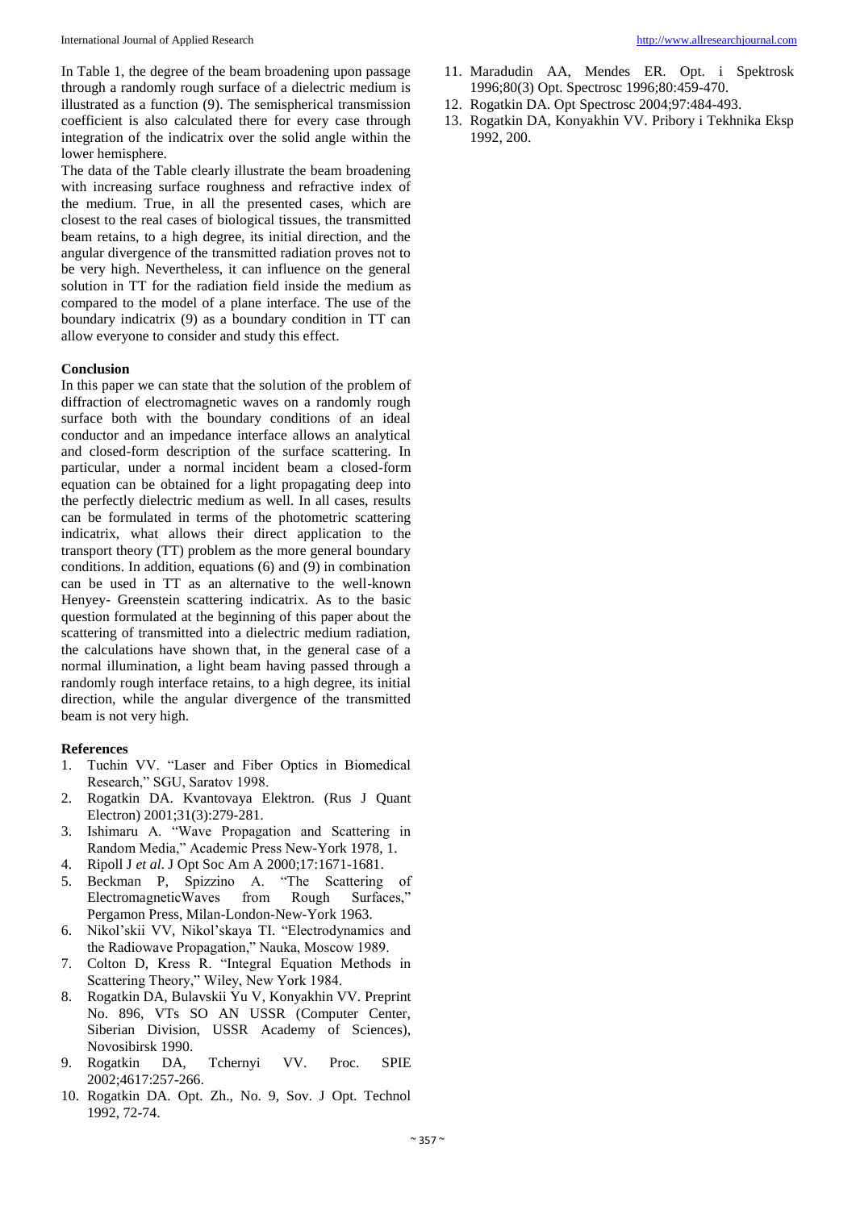In Table 1, the degree of the beam broadening upon passage through a randomly rough surface of a dielectric medium is illustrated as a function (9). The semispherical transmission coefficient is also calculated there for every case through integration of the indicatrix over the solid angle within the lower hemisphere.

The data of the Table clearly illustrate the beam broadening with increasing surface roughness and refractive index of the medium. True, in all the presented cases, which are closest to the real cases of biological tissues, the transmitted beam retains, to a high degree, its initial direction, and the angular divergence of the transmitted radiation proves not to be very high. Nevertheless, it can influence on the general solution in TT for the radiation field inside the medium as compared to the model of a plane interface. The use of the boundary indicatrix (9) as a boundary condition in TT can allow everyone to consider and study this effect.

## Conclusion

In this paper we can state that the solution of the problem of diffraction of electromagnetic waves on a randomly rough surface both with the boundary conditions of an ideal conductor and an impedance interface allows an analytical and closed-form description of the surface scattering. In particular, under a normal incident beam a closed-form equation can be obtained for a light propagating deep into the perfectly dielectric medium as well. In all cases, results can be formulated in terms of the photometric scattering indicatrix, what allows their direct application to the transport theory (TT) problem as the more general boundary conditions. In addition, equations (6) and (9) in combination can be used in TT as an alternative to the well-known Henyey- Greenstein scattering indicatrix. As to the basic question formulated at the beginning of this paper about the scattering of transmitted into a dielectric medium radiation, the calculations have shown that, in the general case of a normal illumination, a light beam having passed through a randomly rough interface retains, to a high degree, its initial direction, while the angular divergence of the transmitted beam is not very high.

## References

1. Tuchin VV. “Laser and Fiber Optics in Biomedical Research,” SGU, Saratov 1998.
2. Rogatkin DA. Kvantovaya Elektron. (Rus J Quant Electron) 2001;31(3):279-281.
3. Ishimaru A. “Wave Propagation and Scattering in Random Media,” Academic Press New-York 1978, 1.
4. Ripoll J *et al.* J Opt Soc Am A 2000;17:1671-1681.
5. Beckman P, Spizzino A. “The Scattering of ElectromagneticWaves from Rough Surfaces,” Pergamon Press, Milan-London-New-York 1963.
6. Nikol’skii VV, Nikol’skaya TI. “Electrodynamics and the Radiowave Propagation,” Nauka, Moscow 1989.
7. Colton D, Kress R. “Integral Equation Methods in Scattering Theory,” Wiley, New York 1984.
8. Rogatkin DA, Bulavskii Yu V, Konyakhin VV. Preprint No. 896, VTs SO AN USSR (Computer Center, Siberian Division, USSR Academy of Sciences), Novosibirsk 1990.
9. Rogatkin DA, Tchernyi VV. Proc. SPIE 2002;4617:257-266.
10. Rogatkin DA. Opt. Zh., No. 9, Sov. J Opt. Technol 1992, 72-74.
11. Maradudin AA, Mendes ER. Opt. i Spektrosk 1996;80(3) Opt. Spectrosc 1996;80:459-470.
12. Rogatkin DA. Opt Spectrosc 2004;97:484-493.
13. Rogatkin DA, Konyakhin VV. Pribory i Tekhnika Eksp 1992, 200.